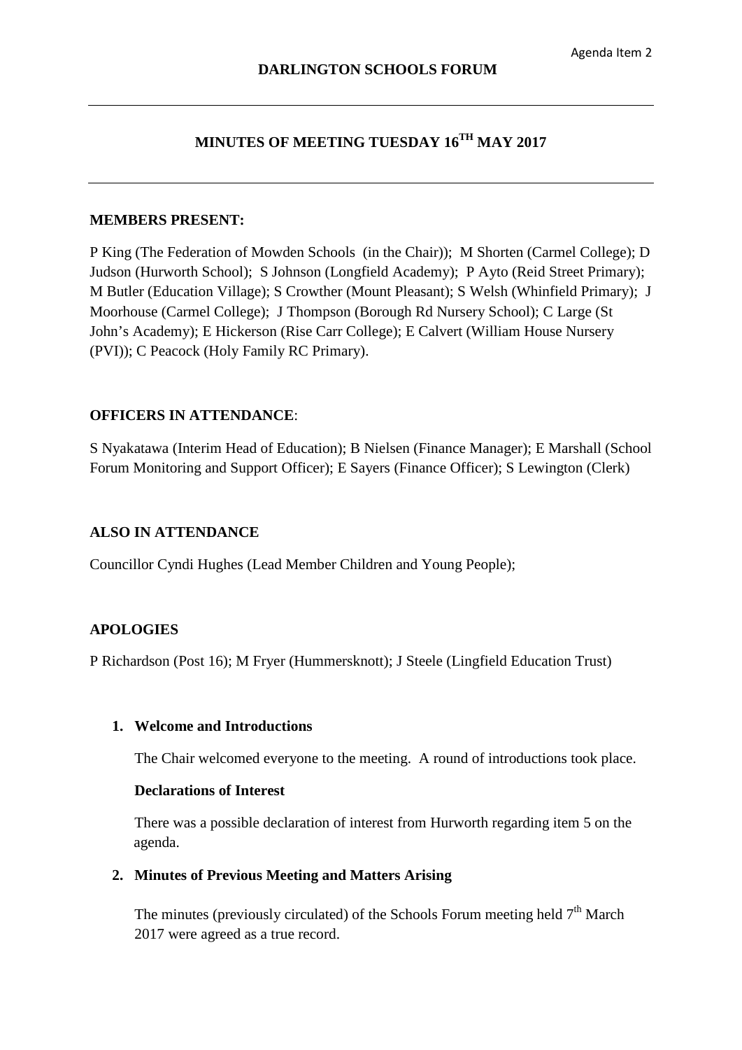Agenda Item 2

# DARLINGTON SCHOOLS FORUM

## MINUTES OF MEETING TUESDAY 16TH MAY 2017

**MEMBERS PRESENT:**

P King (The Federation of Mowden Schools (in the Chair)); M Shorten (Carmel College); D Judson (Hurworth School); S Johnson (Longfield Academy); P Ayto (Reid Street Primary); M Butler (Education Village); S Crowther (Mount Pleasant); S Welsh (Whinfield Primary); J Moorhouse (Carmel College); J Thompson (Borough Rd Nursery School); C Large (St John's Academy); E Hickerson (Rise Carr College); E Calvert (William House Nursery (PVI)); C Peacock (Holy Family RC Primary).

**OFFICERS IN ATTENDANCE**:

S Nyakatawa (Interim Head of Education); B Nielsen (Finance Manager); E Marshall (School Forum Monitoring and Support Officer); E Sayers (Finance Officer); S Lewington (Clerk)

**ALSO IN ATTENDANCE**

Councillor Cyndi Hughes (Lead Member Children and Young People);

**APOLOGIES**

P Richardson (Post 16); M Fryer (Hummersknott); J Steele (Lingfield Education Trust)

1. **Welcome and Introductions**

   The Chair welcomed everyone to the meeting. A round of introductions took place.

   **Declarations of Interest**

   There was a possible declaration of interest from Hurworth regarding item 5 on the agenda.

2. **Minutes of Previous Meeting and Matters Arising**

   The minutes (previously circulated) of the Schools Forum meeting held 7th March 2017 were agreed as a true record.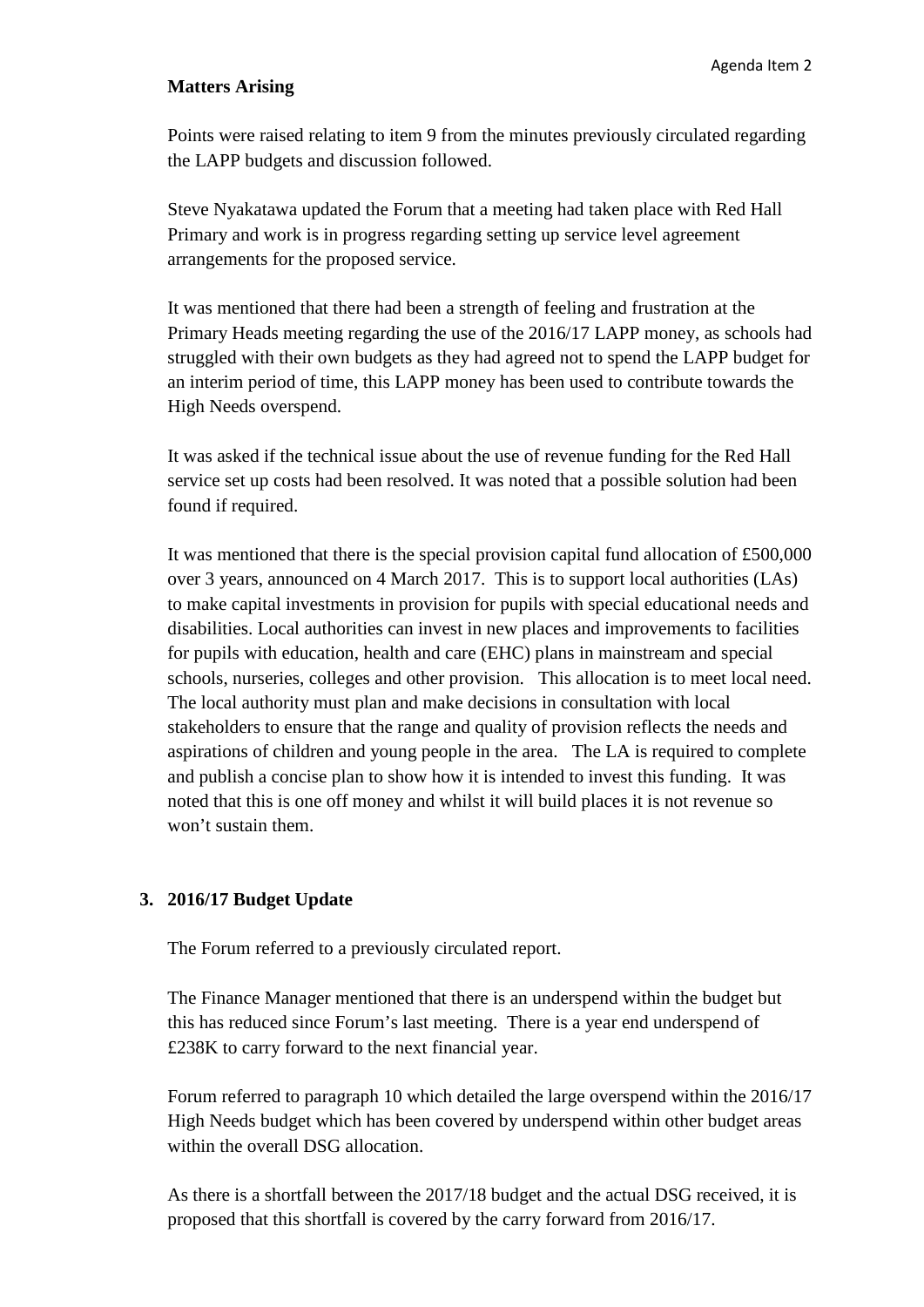**Matters Arising**

Points were raised relating to item 9 from the minutes previously circulated regarding the LAPP budgets and discussion followed.

Steve Nyakatawa updated the Forum that a meeting had taken place with Red Hall Primary and work is in progress regarding setting up service level agreement arrangements for the proposed service.

It was mentioned that there had been a strength of feeling and frustration at the Primary Heads meeting regarding the use of the 2016/17 LAPP money, as schools had struggled with their own budgets as they had agreed not to spend the LAPP budget for an interim period of time, this LAPP money has been used to contribute towards the High Needs overspend.

It was asked if the technical issue about the use of revenue funding for the Red Hall service set up costs had been resolved. It was noted that a possible solution had been found if required.

It was mentioned that there is the special provision capital fund allocation of £500,000 over 3 years, announced on 4 March 2017. This is to support local authorities (LAs) to make capital investments in provision for pupils with special educational needs and disabilities. Local authorities can invest in new places and improvements to facilities for pupils with education, health and care (EHC) plans in mainstream and special schools, nurseries, colleges and other provision. This allocation is to meet local need. The local authority must plan and make decisions in consultation with local stakeholders to ensure that the range and quality of provision reflects the needs and aspirations of children and young people in the area. The LA is required to complete and publish a concise plan to show how it is intended to invest this funding. It was noted that this is one off money and whilst it will build places it is not revenue so won't sustain them.

## 3. 2016/17 Budget Update

The Forum referred to a previously circulated report.

The Finance Manager mentioned that there is an underspend within the budget but this has reduced since Forum's last meeting. There is a year end underspend of £238K to carry forward to the next financial year.

Forum referred to paragraph 10 which detailed the large overspend within the 2016/17 High Needs budget which has been covered by underspend within other budget areas within the overall DSG allocation.

As there is a shortfall between the 2017/18 budget and the actual DSG received, it is proposed that this shortfall is covered by the carry forward from 2016/17.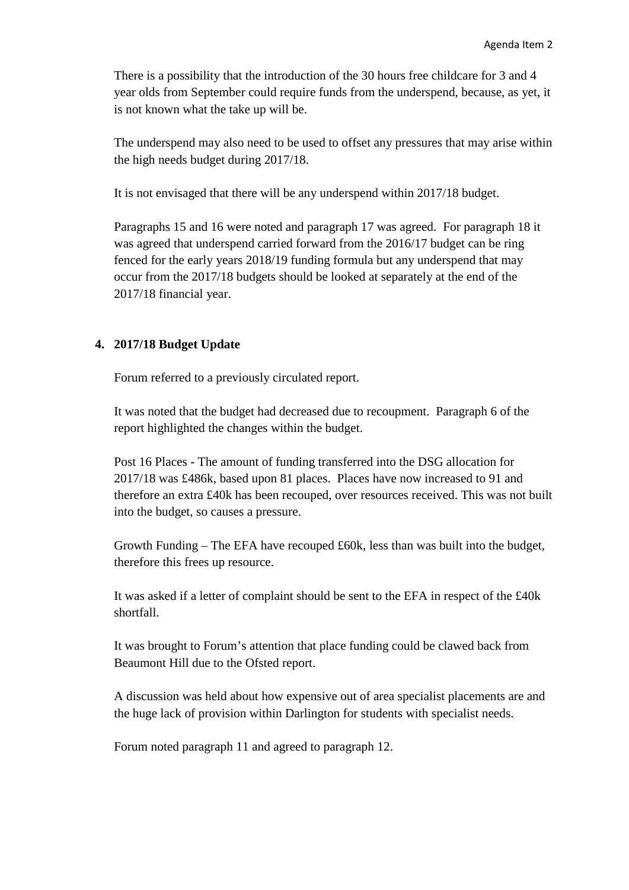There is a possibility that the introduction of the 30 hours free childcare for 3 and 4 year olds from September could require funds from the underspend, because, as yet, it is not known what the take up will be.

The underspend may also need to be used to offset any pressures that may arise within the high needs budget during 2017/18.

It is not envisaged that there will be any underspend within 2017/18 budget.

Paragraphs 15 and 16 were noted and paragraph 17 was agreed. For paragraph 18 it was agreed that underspend carried forward from the 2016/17 budget can be ring fenced for the early years 2018/19 funding formula but any underspend that may occur from the 2017/18 budgets should be looked at separately at the end of the 2017/18 financial year.

**4. 2017/18 Budget Update**

Forum referred to a previously circulated report.

It was noted that the budget had decreased due to recoupment. Paragraph 6 of the report highlighted the changes within the budget.

Post 16 Places - The amount of funding transferred into the DSG allocation for 2017/18 was £486k, based upon 81 places. Places have now increased to 91 and therefore an extra £40k has been recouped, over resources received. This was not built into the budget, so causes a pressure.

Growth Funding – The EFA have recouped £60k, less than was built into the budget, therefore this frees up resource.

It was asked if a letter of complaint should be sent to the EFA in respect of the £40k shortfall.

It was brought to Forum's attention that place funding could be clawed back from Beaumont Hill due to the Ofsted report.

A discussion was held about how expensive out of area specialist placements are and the huge lack of provision within Darlington for students with specialist needs.

Forum noted paragraph 11 and agreed to paragraph 12.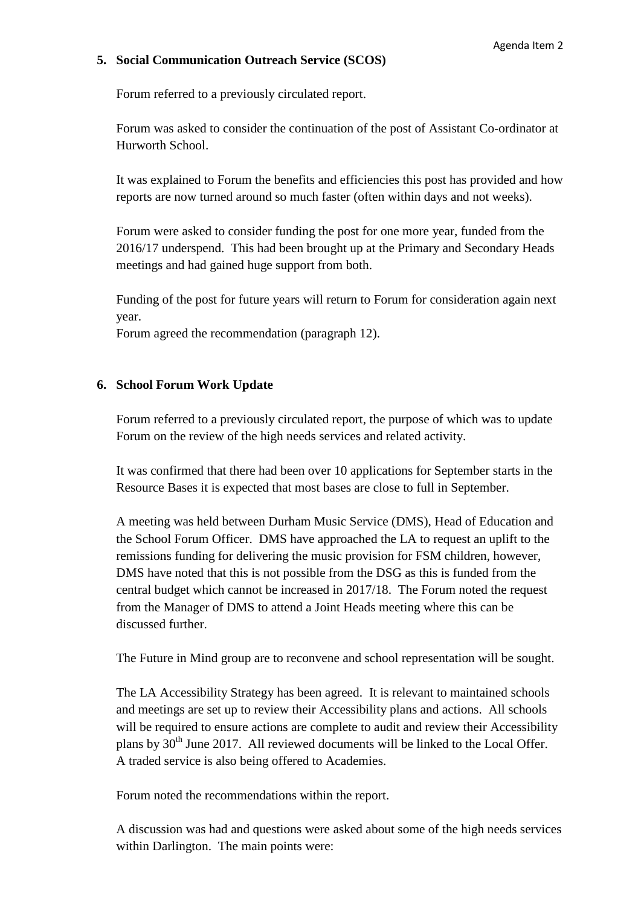## 5. Social Communication Outreach Service (SCOS)

Forum referred to a previously circulated report.

Forum was asked to consider the continuation of the post of Assistant Co-ordinator at Hurworth School.

It was explained to Forum the benefits and efficiencies this post has provided and how reports are now turned around so much faster (often within days and not weeks).

Forum were asked to consider funding the post for one more year, funded from the 2016/17 underspend. This had been brought up at the Primary and Secondary Heads meetings and had gained huge support from both.

Funding of the post for future years will return to Forum for consideration again next year.
Forum agreed the recommendation (paragraph 12).

## 6. School Forum Work Update

Forum referred to a previously circulated report, the purpose of which was to update Forum on the review of the high needs services and related activity.

It was confirmed that there had been over 10 applications for September starts in the Resource Bases it is expected that most bases are close to full in September.

A meeting was held between Durham Music Service (DMS), Head of Education and the School Forum Officer. DMS have approached the LA to request an uplift to the remissions funding for delivering the music provision for FSM children, however, DMS have noted that this is not possible from the DSG as this is funded from the central budget which cannot be increased in 2017/18. The Forum noted the request from the Manager of DMS to attend a Joint Heads meeting where this can be discussed further.

The Future in Mind group are to reconvene and school representation will be sought.

The LA Accessibility Strategy has been agreed. It is relevant to maintained schools and meetings are set up to review their Accessibility plans and actions. All schools will be required to ensure actions are complete to audit and review their Accessibility plans by 30th June 2017. All reviewed documents will be linked to the Local Offer. A traded service is also being offered to Academies.

Forum noted the recommendations within the report.

A discussion was had and questions were asked about some of the high needs services within Darlington. The main points were: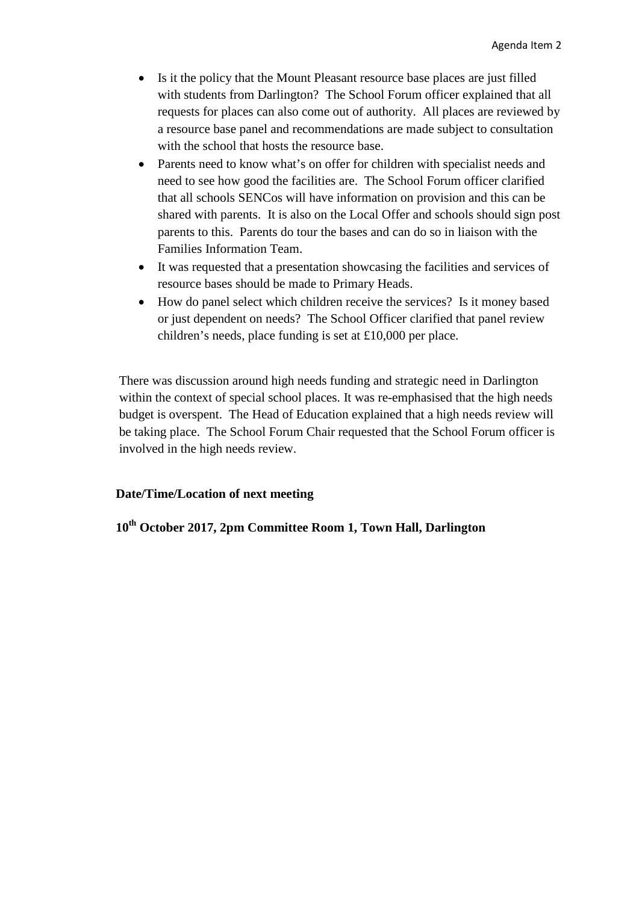- Is it the policy that the Mount Pleasant resource base places are just filled with students from Darlington? The School Forum officer explained that all requests for places can also come out of authority. All places are reviewed by a resource base panel and recommendations are made subject to consultation with the school that hosts the resource base.
- Parents need to know what's on offer for children with specialist needs and need to see how good the facilities are. The School Forum officer clarified that all schools SENCos will have information on provision and this can be shared with parents. It is also on the Local Offer and schools should sign post parents to this. Parents do tour the bases and can do so in liaison with the Families Information Team.
- It was requested that a presentation showcasing the facilities and services of resource bases should be made to Primary Heads.
- How do panel select which children receive the services? Is it money based or just dependent on needs? The School Officer clarified that panel review children's needs, place funding is set at £10,000 per place.

There was discussion around high needs funding and strategic need in Darlington within the context of special school places. It was re-emphasised that the high needs budget is overspent. The Head of Education explained that a high needs review will be taking place. The School Forum Chair requested that the School Forum officer is involved in the high needs review.

**Date/Time/Location of next meeting**

**10th October 2017, 2pm Committee Room 1, Town Hall, Darlington**